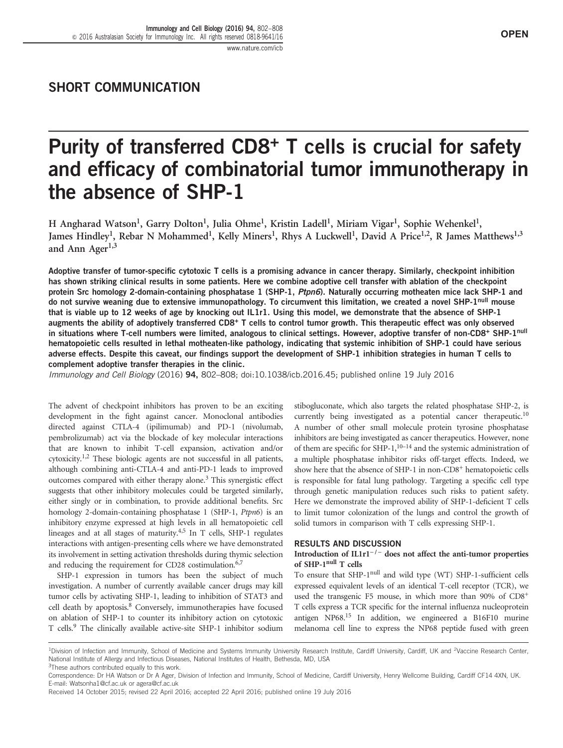## SHORT COMMUNICATION

# Purity of transferred CD8+ T cells is crucial for safety and efficacy of combinatorial tumor immunotherapy in the absence of SHP-1

H Angharad Watson[1], Garry Dolton[1], Julia Ohme[1], Kristin Ladell[1], Miriam Vigar[1], Sophie Wehenkel[1], James Hindley[1], Rebar N Mohammed[1], Kelly Miners[1], Rhys A Luckwell[1], David A Price[1,2], R James Matthews[1,3] and Ann Ager[1,3]

**Adoptive transfer of tumor-specific cytotoxic T cells is a promising advance in cancer therapy. Similarly, checkpoint inhibition has shown striking clinical results in some patients. Here we combine adoptive cell transfer with ablation of the checkpoint protein Src homology 2-domain-containing phosphatase 1 (SHP-1, *Ptpn6*). Naturally occurring motheaten mice lack SHP-1 and do not survive weaning due to extensive immunopathology. To circumvent this limitation, we created a novel SHP-1$^{null}$ mouse that is viable up to 12 weeks of age by knocking out IL1r1. Using this model, we demonstrate that the absence of SHP-1 augments the ability of adoptively transferred CD8+ T cells to control tumor growth. This therapeutic effect was only observed in situations where T-cell numbers were limited, analogous to clinical settings. However, adoptive transfer of non-CD8+ SHP-1$^{null}$ hematopoietic cells resulted in lethal motheaten-like pathology, indicating that systemic inhibition of SHP-1 could have serious adverse effects. Despite this caveat, our findings support the development of SHP-1 inhibition strategies in human T cells to complement adoptive transfer therapies in the clinic.**

*Immunology and Cell Biology* (2016) **94,** 802–808; doi:10.1038/icb.2016.45; published online 19 July 2016

The advent of checkpoint inhibitors has proven to be an exciting development in the fight against cancer. Monoclonal antibodies directed against CTLA-4 (ipilimumab) and PD-1 (nivolumab, pembrolizumab) act via the blockade of key molecular interactions that are known to inhibit T-cell expansion, activation and/or cytoxicity.[1,2] These biologic agents are not successful in all patients, although combining anti-CTLA-4 and anti-PD-1 leads to improved outcomes compared with either therapy alone.[3] This synergistic effect suggests that other inhibitory molecules could be targeted similarly, either singly or in combination, to provide additional benefits. Src homology 2-domain-containing phosphatase 1 (SHP-1, *Ptpn6*) is an inhibitory enzyme expressed at high levels in all hematopoietic cell lineages and at all stages of maturity.[4,5] In T cells, SHP-1 regulates interactions with antigen-presenting cells where we have demonstrated its involvement in setting activation thresholds during thymic selection and reducing the requirement for CD28 costimulation.[6,7]

SHP-1 expression in tumors has been the subject of much investigation. A number of currently available cancer drugs may kill tumor cells by activating SHP-1, leading to inhibition of STAT3 and cell death by apoptosis.[8] Conversely, immunotherapies have focused on ablation of SHP-1 to counter its inhibitory action on cytotoxic T cells.[9] The clinically available active-site SHP-1 inhibitor sodium stibogluconate, which also targets the related phosphatase SHP-2, is currently being investigated as a potential cancer therapeutic.[10] A number of other small molecule protein tyrosine phosphatase inhibitors are being investigated as cancer therapeutics. However, none of them are specific for SHP-1,[10–14] and the systemic administration of a multiple phosphatase inhibitor risks off-target effects. Indeed, we show here that the absence of SHP-1 in non-CD8+ hematopoietic cells is responsible for fatal lung pathology. Targeting a specific cell type through genetic manipulation reduces such risks to patient safety. Here we demonstrate the improved ability of SHP-1-deficient T cells to limit tumor colonization of the lungs and control the growth of solid tumors in comparison with T cells expressing SHP-1.

## RESULTS AND DISCUSSION

### Introduction of IL1r1$^{-/-}$ does not affect the anti-tumor properties of SHP-1$^{null}$ T cells

To ensure that SHP-1$^{null}$ and wild type (WT) SHP-1-sufficient cells expressed equivalent levels of an identical T-cell receptor (TCR), we used the transgenic F5 mouse, in which more than 90% of CD8+ T cells express a TCR specific for the internal influenza nucleoprotein antigen NP68.[15] In addition, we engineered a B16F10 murine melanoma cell line to express the NP68 peptide fused with green

[1]Division of Infection and Immunity, School of Medicine and Systems Immunity University Research Institute, Cardiff University, Cardiff, UK and [2]Vaccine Research Center, National Institute of Allergy and Infectious Diseases, National Institutes of Health, Bethesda, MD, USA

[3]These authors contributed equally to this work.

Correspondence: Dr HA Watson or Dr A Ager, Division of Infection and Immunity, School of Medicine, Cardiff University, Henry Wellcome Building, Cardiff CF14 4XN, UK. E-mail: Watsonha1@cf.ac.uk or agera@cf.ac.uk

Received 14 October 2015; revised 22 April 2016; accepted 22 April 2016; published online 19 July 2016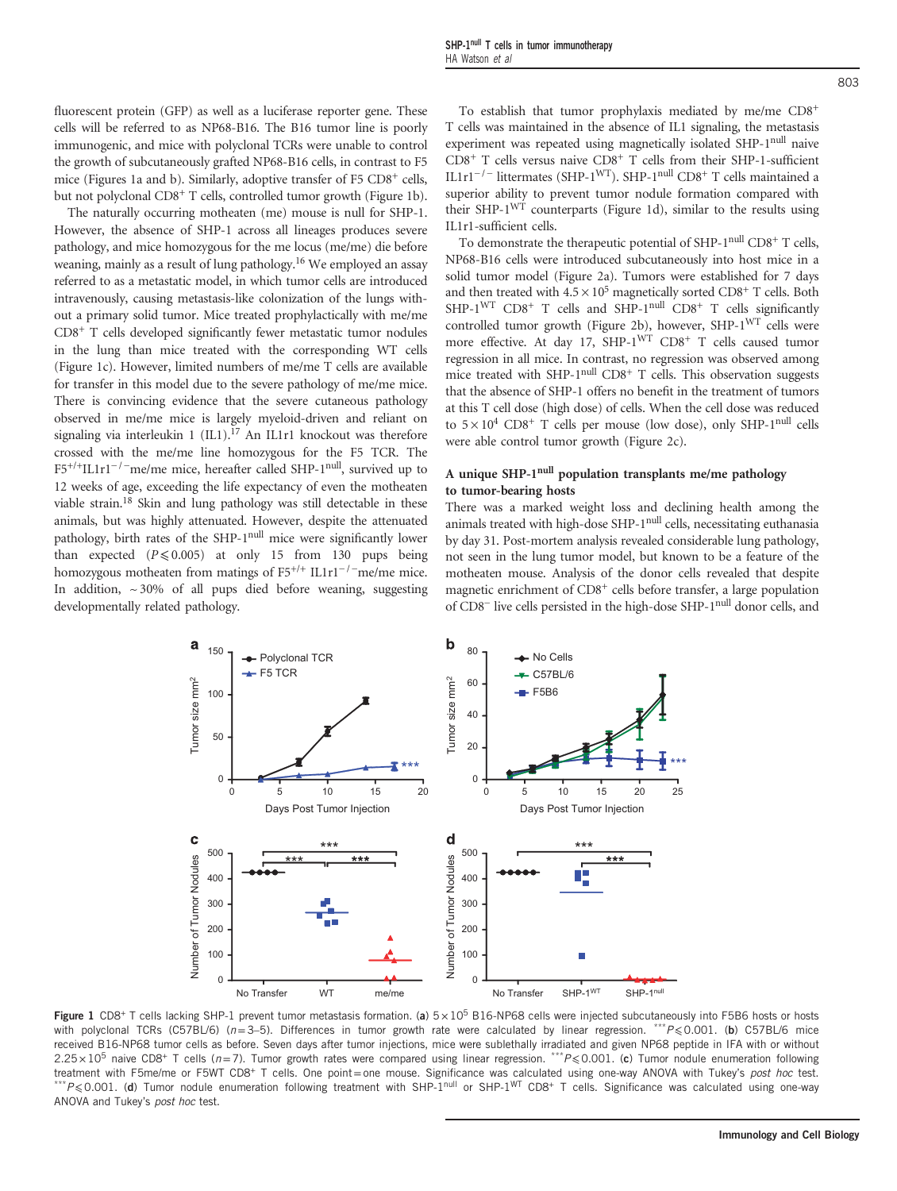fluorescent protein (GFP) as well as a luciferase reporter gene. These cells will be referred to as NP68-B16. The B16 tumor line is poorly immunogenic, and mice with polyclonal TCRs were unable to control the growth of subcutaneously grafted NP68-B16 cells, in contrast to F5 mice (Figures 1a and b). Similarly, adoptive transfer of F5 $CD8^+$ cells, but not polyclonal $CD8^+$ T cells, controlled tumor growth (Figure 1b).

The naturally occurring motheaten (me) mouse is null for SHP-1. However, the absence of SHP-1 across all lineages produces severe pathology, and mice homozygous for the me locus (me/me) die before weaning, mainly as a result of lung pathology.[16] We employed an assay referred to as a metastatic model, in which tumor cells are introduced intravenously, causing metastasis-like colonization of the lungs without a primary solid tumor. Mice treated prophylactically with me/me $CD8^+$ T cells developed significantly fewer metastatic tumor nodules in the lung than mice treated with the corresponding WT cells (Figure 1c). However, limited numbers of me/me T cells are available for transfer in this model due to the severe pathology of me/me mice. There is convincing evidence that the severe cutaneous pathology observed in me/me mice is largely myeloid-driven and reliant on signaling via interleukin 1 (IL1).[17] An IL1r1 knockout was therefore crossed with the me/me line homozygous for the F5 TCR. The $F5^{+/+}IL1r1^{-/-}$me/me mice, hereafter called SHP-$1^{null}$, survived up to 12 weeks of age, exceeding the life expectancy of even the motheaten viable strain.[18] Skin and lung pathology was still detectable in these animals, but was highly attenuated. However, despite the attenuated pathology, birth rates of the SHP-$1^{null}$ mice were significantly lower than expected ($P \leqslant 0.005$) at only 15 from 130 pups being homozygous motheaten from matings of $F5^{+/+}$ $IL1r1^{-/-}$me/me mice. In addition, ~30% of all pups died before weaning, suggesting developmentally related pathology.

To establish that tumor prophylaxis mediated by me/me $CD8^+$ T cells was maintained in the absence of IL1 signaling, the metastasis experiment was repeated using magnetically isolated SHP-$1^{null}$ naive $CD8^+$ T cells versus naive $CD8^+$ T cells from their SHP-1-sufficient $IL1r1^{-/-}$ littermates (SHP-$1^{WT}$). SHP-$1^{null}$ $CD8^+$ T cells maintained a superior ability to prevent tumor nodule formation compared with their SHP-$1^{WT}$ counterparts (Figure 1d), similar to the results using IL1r1-sufficient cells.

To demonstrate the therapeutic potential of SHP-$1^{null}$ $CD8^+$ T cells, NP68-B16 cells were introduced subcutaneously into host mice in a solid tumor model (Figure 2a). Tumors were established for 7 days and then treated with $4.5 \times 10^5$ magnetically sorted $CD8^+$ T cells. Both SHP-$1^{WT}$ $CD8^+$ T cells and SHP-$1^{null}$ $CD8^+$ T cells significantly controlled tumor growth (Figure 2b), however, SHP-$1^{WT}$ cells were more effective. At day 17, SHP-$1^{WT}$ $CD8^+$ T cells caused tumor regression in all mice. In contrast, no regression was observed among mice treated with SHP-$1^{null}$ $CD8^+$ T cells. This observation suggests that the absence of SHP-1 offers no benefit in the treatment of tumors at this T cell dose (high dose) of cells. When the cell dose was reduced to $5 \times 10^4$ $CD8^+$ T cells per mouse (low dose), only SHP-$1^{null}$ cells were able control tumor growth (Figure 2c).

### A unique SHP-$1^{null}$ population transplants me/me pathology to tumor-bearing hosts

There was a marked weight loss and declining health among the animals treated with high-dose SHP-$1^{null}$ cells, necessitating euthanasia by day 31. Post-mortem analysis revealed considerable lung pathology, not seen in the lung tumor model, but known to be a feature of the motheaten mouse. Analysis of the donor cells revealed that despite magnetic enrichment of $CD8^+$ cells before transfer, a large population of $CD8^-$ live cells persisted in the high-dose SHP-$1^{null}$ donor cells, and

**Figure 1** $CD8^+$ T cells lacking SHP-1 prevent tumor metastasis formation. (**a**) $5 \times 10^5$ B16-NP68 cells were injected subcutaneously into F5B6 hosts or hosts with polyclonal TCRs (C57BL/6) ($n$=3–5). Differences in tumor growth rate were calculated by linear regression. ***$P \leqslant 0.001$. (**b**) C57BL/6 mice received B16-NP68 tumor cells as before. Seven days after tumor injections, mice were sublethally irradiated and given NP68 peptide in IFA with or without $2.25 \times 10^5$ naive $CD8^+$ T cells ($n$=7). Tumor growth rates were compared using linear regression. ***$P \leqslant 0.001$. (**c**) Tumor nodule enumeration following treatment with F5me/me or F5WT $CD8^+$ T cells. One point = one mouse. Significance was calculated using one-way ANOVA with Tukey's *post hoc* test. ***$P \leqslant 0.001$. (**d**) Tumor nodule enumeration following treatment with SHP-$1^{null}$ or SHP-$1^{WT}$ $CD8^+$ T cells. Significance was calculated using one-way ANOVA and Tukey's *post hoc* test.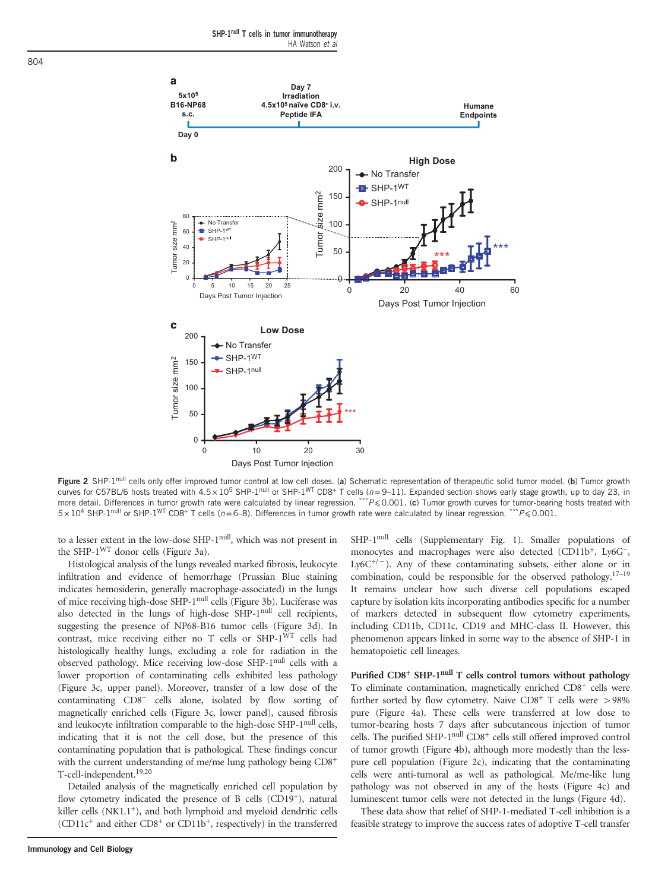Figure 2 SHP-1$^{null}$ cells only offer improved tumor control at low cell doses. (**a**) Schematic representation of therapeutic solid tumor model. (**b**) Tumor growth curves for C57BL/6 hosts treated with $4.5 \times 10^5$ SHP-1$^{null}$ or SHP-1$^{WT}$ CD8$^+$ T cells ($n$=9–11). Expanded section shows early stage growth, up to day 23, in more detail. Differences in tumor growth rate were calculated by linear regression. $^{***}P \leqslant 0.001$. (**c**) Tumor growth curves for tumor-bearing hosts treated with $5 \times 10^4$ SHP-1$^{null}$ or SHP-1$^{WT}$ CD8$^+$ T cells ($n$=6–8). Differences in tumor growth rate were calculated by linear regression. $^{***}P \leqslant 0.001$.

to a lesser extent in the low-dose SHP-1$^{null}$, which was not present in the SHP-1$^{WT}$ donor cells (Figure 3a).

Histological analysis of the lungs revealed marked fibrosis, leukocyte infiltration and evidence of hemorrhage (Prussian Blue staining indicates hemosiderin, generally macrophage-associated) in the lungs of mice receiving high-dose SHP-1$^{null}$ cells (Figure 3b). Luciferase was also detected in the lungs of high-dose SHP-1$^{null}$ cell recipients, suggesting the presence of NP68-B16 tumor cells (Figure 3d). In contrast, mice receiving either no T cells or SHP-1$^{WT}$ cells had histologically healthy lungs, excluding a role for radiation in the observed pathology. Mice receiving low-dose SHP-1$^{null}$ cells with a lower proportion of contaminating cells exhibited less pathology (Figure 3c, upper panel). Moreover, transfer of a low dose of the contaminating CD8$^-$ cells alone, isolated by flow sorting of magnetically enriched cells (Figure 3c, lower panel), caused fibrosis and leukocyte infiltration comparable to the high-dose SHP-1$^{null}$ cells, indicating that it is not the cell dose, but the presence of this contaminating population that is pathological. These findings concur with the current understanding of me/me lung pathology being CD8$^+$ T-cell-independent.[19,20]

Detailed analysis of the magnetically enriched cell population by flow cytometry indicated the presence of B cells (CD19$^+$), natural killer cells (NK1.1$^+$), and both lymphoid and myeloid dendritic cells (CD11c$^+$ and either CD8$^+$ or CD11b$^+$, respectively) in the transferred SHP-1$^{null}$ cells (Supplementary Fig. 1). Smaller populations of monocytes and macrophages were also detected (CD11b$^+$, Ly6G$^-$, Ly6C$^{+/-}$). Any of these contaminating subsets, either alone or in combination, could be responsible for the observed pathology.[17–19] It remains unclear how such diverse cell populations escaped capture by isolation kits incorporating antibodies specific for a number of markers detected in subsequent flow cytometry experiments, including CD11b, CD11c, CD19 and MHC-class II. However, this phenomenon appears linked in some way to the absence of SHP-1 in hematopoietic cell lineages.

**Purified CD8$^+$ SHP-1$^{null}$ T cells control tumors without pathology**
To eliminate contamination, magnetically enriched CD8$^+$ cells were further sorted by flow cytometry. Naive CD8$^+$ T cells were >98% pure (Figure 4a). These cells were transferred at low dose to tumor-bearing hosts 7 days after subcutaneous injection of tumor cells. The purified SHP-1$^{null}$ CD8$^+$ cells still offered improved control of tumor growth (Figure 4b), although more modestly than the less-pure cell population (Figure 2c), indicating that the contaminating cells were anti-tumoral as well as pathological. Me/me-like lung pathology was not observed in any of the hosts (Figure 4c) and luminescent tumor cells were not detected in the lungs (Figure 4d).

These data show that relief of SHP-1-mediated T-cell inhibition is a feasible strategy to improve the success rates of adoptive T-cell transfer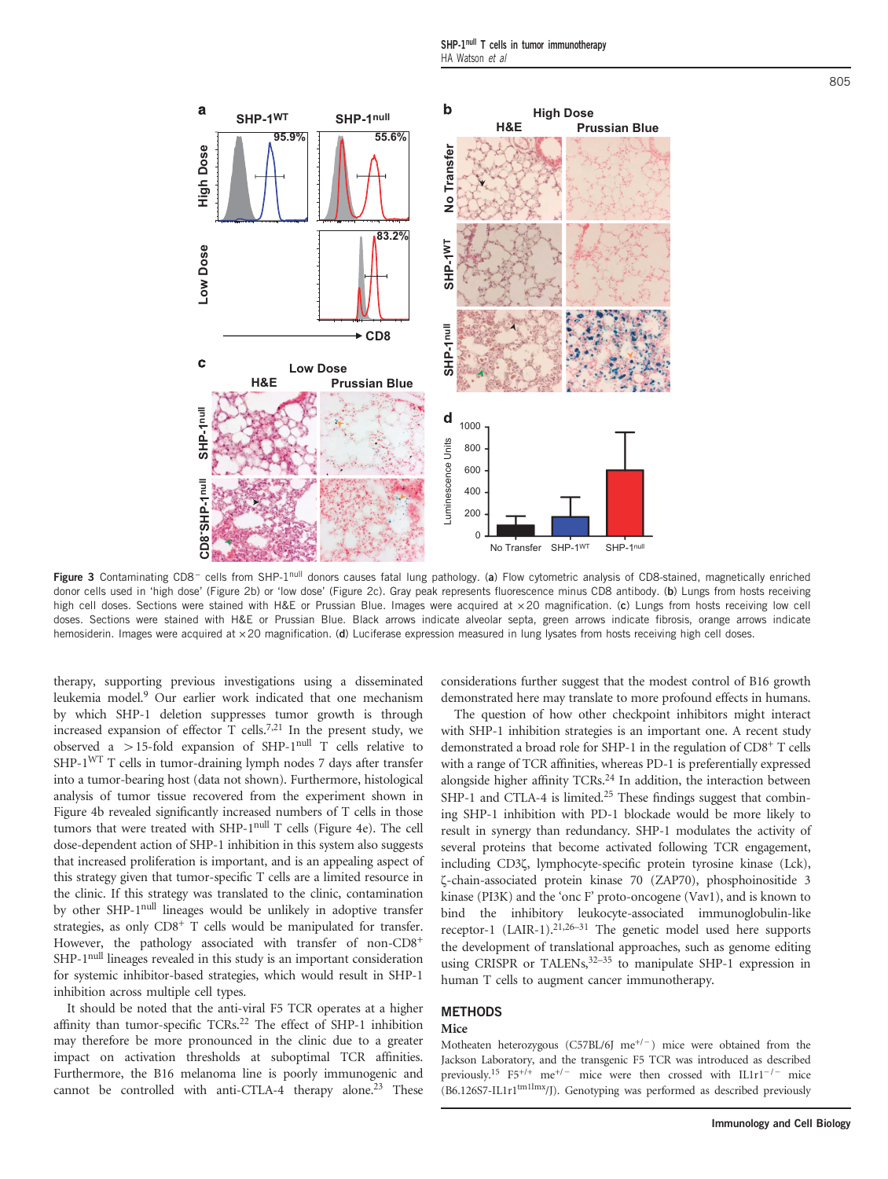Figure 3 Contaminating CD8$^-$ cells from SHP-1$^{null}$ donors causes fatal lung pathology. (**a**) Flow cytometric analysis of CD8-stained, magnetically enriched donor cells used in 'high dose' (Figure 2b) or 'low dose' (Figure 2c). Gray peak represents fluorescence minus CD8 antibody. (**b**) Lungs from hosts receiving high cell doses. Sections were stained with H&E or Prussian Blue. Images were acquired at ×20 magnification. (**c**) Lungs from hosts receiving low cell doses. Sections were stained with H&E or Prussian Blue. Black arrows indicate alveolar septa, green arrows indicate fibrosis, orange arrows indicate hemosiderin. Images were acquired at ×20 magnification. (**d**) Luciferase expression measured in lung lysates from hosts receiving high cell doses.

therapy, supporting previous investigations using a disseminated leukemia model.[9] Our earlier work indicated that one mechanism by which SHP-1 deletion suppresses tumor growth is through increased expansion of effector T cells.[7,21] In the present study, we observed a >15-fold expansion of SHP-1$^{null}$ T cells relative to SHP-1$^{WT}$ T cells in tumor-draining lymph nodes 7 days after transfer into a tumor-bearing host (data not shown). Furthermore, histological analysis of tumor tissue recovered from the experiment shown in Figure 4b revealed significantly increased numbers of T cells in those tumors that were treated with SHP-1$^{null}$ T cells (Figure 4e). The cell dose-dependent action of SHP-1 inhibition in this system also suggests that increased proliferation is important, and is an appealing aspect of this strategy given that tumor-specific T cells are a limited resource in the clinic. If this strategy was translated to the clinic, contamination by other SHP-1$^{null}$ lineages would be unlikely in adoptive transfer strategies, as only CD8$^+$ T cells would be manipulated for transfer. However, the pathology associated with transfer of non-CD8$^+$ SHP-1$^{null}$ lineages revealed in this study is an important consideration for systemic inhibitor-based strategies, which would result in SHP-1 inhibition across multiple cell types.

It should be noted that the anti-viral F5 TCR operates at a higher affinity than tumor-specific TCRs.[22] The effect of SHP-1 inhibition may therefore be more pronounced in the clinic due to a greater impact on activation thresholds at suboptimal TCR affinities. Furthermore, the B16 melanoma line is poorly immunogenic and cannot be controlled with anti-CTLA-4 therapy alone.[23] These considerations further suggest that the modest control of B16 growth demonstrated here may translate to more profound effects in humans.

The question of how other checkpoint inhibitors might interact with SHP-1 inhibition strategies is an important one. A recent study demonstrated a broad role for SHP-1 in the regulation of CD8$^+$ T cells with a range of TCR affinities, whereas PD-1 is preferentially expressed alongside higher affinity TCRs.[24] In addition, the interaction between SHP-1 and CTLA-4 is limited.[25] These findings suggest that combining SHP-1 inhibition with PD-1 blockade would be more likely to result in synergy than redundancy. SHP-1 modulates the activity of several proteins that become activated following TCR engagement, including CD3ζ, lymphocyte-specific protein tyrosine kinase (Lck), ζ-chain-associated protein kinase 70 (ZAP70), phosphoinositide 3 kinase (PI3K) and the 'onc F' proto-oncogene (Vav1), and is known to bind the inhibitory leukocyte-associated immunoglobulin-like receptor-1 (LAIR-1).[21,26–31] The genetic model used here supports the development of translational approaches, such as genome editing using CRISPR or TALENs,[32–35] to manipulate SHP-1 expression in human T cells to augment cancer immunotherapy.

## METHODS

### Mice

Motheaten heterozygous (C57BL/6J me$^{+/-}$) mice were obtained from the Jackson Laboratory, and the transgenic F5 TCR was introduced as described previously.[15] F5$^{+/+}$ me$^{+/-}$ mice were then crossed with IL1r1$^{-/-}$ mice (B6.126S7-Il1r1$^{tm1Imx}$/J). Genotyping was performed as described previously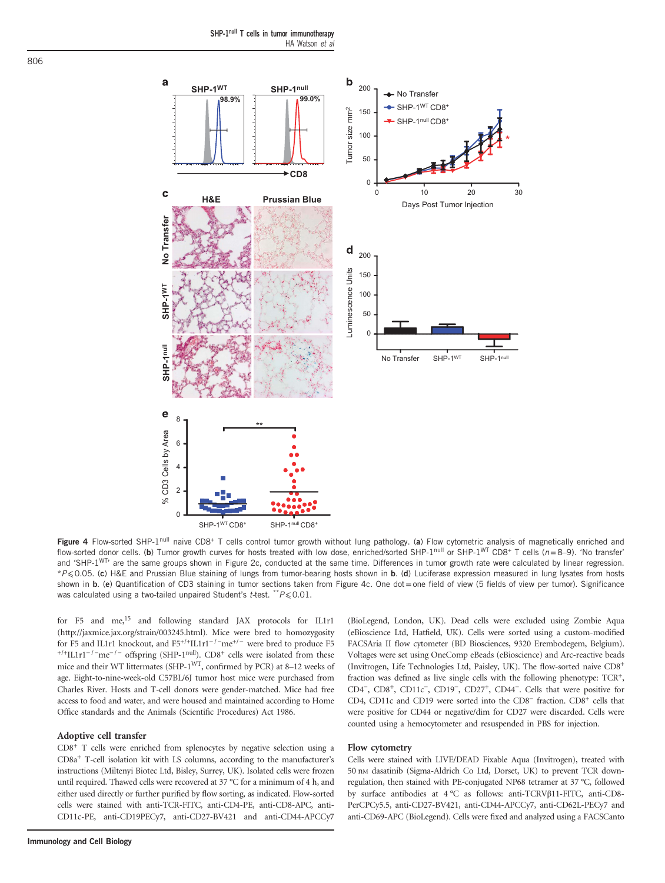**Figure 4** Flow-sorted SHP-1$^{null}$ naive CD8$^+$ T cells control tumor growth without lung pathology. (**a**) Flow cytometric analysis of magnetically enriched and flow-sorted donor cells. (**b**) Tumor growth curves for hosts treated with low dose, enriched/sorted SHP-1$^{null}$ or SHP-1$^{WT}$ CD8$^+$ T cells ($n=8$–9). 'No transfer' and 'SHP-1$^{WT}$' are the same groups shown in Figure 2c, conducted at the same time. Differences in tumor growth rate were calculated by linear regression. *$P \leqslant 0.05$. (**c**) H&E and Prussian Blue staining of lungs from tumor-bearing hosts shown in **b**. (**d**) Luciferase expression measured in lung lysates from hosts shown in **b**. (**e**) Quantification of CD3 staining in tumor sections taken from Figure 4c. One dot = one field of view (5 fields of view per tumor). Significance was calculated using a two-tailed unpaired Student's $t$-test. **$P \leqslant 0.01$.

for F5 and me,[15] and following standard JAX protocols for IL1r1 (http://jaxmice.jax.org/strain/003245.html). Mice were bred to homozygosity for F5 and IL1r1 knockout, and F5$^{+/+}$IL1r1$^{-/-}$me$^{+/-}$ were bred to produce F5$^{+/+}$IL1r1$^{-/-}$me$^{-/-}$ offspring (SHP-1$^{null}$). CD8$^+$ cells were isolated from these mice and their WT littermates (SHP-1$^{WT}$, confirmed by PCR) at 8–12 weeks of age. Eight-to-nine-week-old C57BL/6J tumor host mice were purchased from Charles River. Hosts and T-cell donors were gender-matched. Mice had free access to food and water, and were housed and maintained according to Home Office standards and the Animals (Scientific Procedures) Act 1986.

## Adoptive cell transfer

CD8$^+$ T cells were enriched from splenocytes by negative selection using a CD8a$^+$ T-cell isolation kit with LS columns, according to the manufacturer's instructions (Miltenyi Biotec Ltd, Bisley, Surrey, UK). Isolated cells were frozen until required. Thawed cells were recovered at 37 °C for a minimum of 4 h, and either used directly or further purified by flow sorting, as indicated. Flow-sorted cells were stained with anti-TCR-FITC, anti-CD4-PE, anti-CD8-APC, anti-CD11c-PE, anti-CD19PECy7, anti-CD27-BV421 and anti-CD44-APCCy7 (BioLegend, London, UK). Dead cells were excluded using Zombie Aqua (eBioscience Ltd, Hatfield, UK). Cells were sorted using a custom-modified FACSAria II flow cytometer (BD Biosciences, 9320 Erembodegem, Belgium). Voltages were set using OneComp eBeads (eBioscience) and Arc-reactive beads (Invitrogen, Life Technologies Ltd, Paisley, UK). The flow-sorted naive CD8$^+$ fraction was defined as live single cells with the following phenotype: TCR$^+$, CD4$^-$, CD8$^+$, CD11c$^-$, CD19$^-$, CD27$^+$, CD44$^-$. Cells that were positive for CD4, CD11c and CD19 were sorted into the CD8$^-$ fraction. CD8$^+$ cells that were positive for CD44 or negative/dim for CD27 were discarded. Cells were counted using a hemocytometer and resuspended in PBS for injection.

## Flow cytometry

Cells were stained with LIVE/DEAD Fixable Aqua (Invitrogen), treated with 50 nM dasatinib (Sigma-Aldrich Co Ltd, Dorset, UK) to prevent TCR down-regulation, then stained with PE-conjugated NP68 tetramer at 37 °C, followed by surface antibodies at 4 °C as follows: anti-TCRVβ11-FITC, anti-CD8-PerCPCy5.5, anti-CD27-BV421, anti-CD44-APCCy7, anti-CD62L-PECy7 and anti-CD69-APC (BioLegend). Cells were fixed and analyzed using a FACSCanto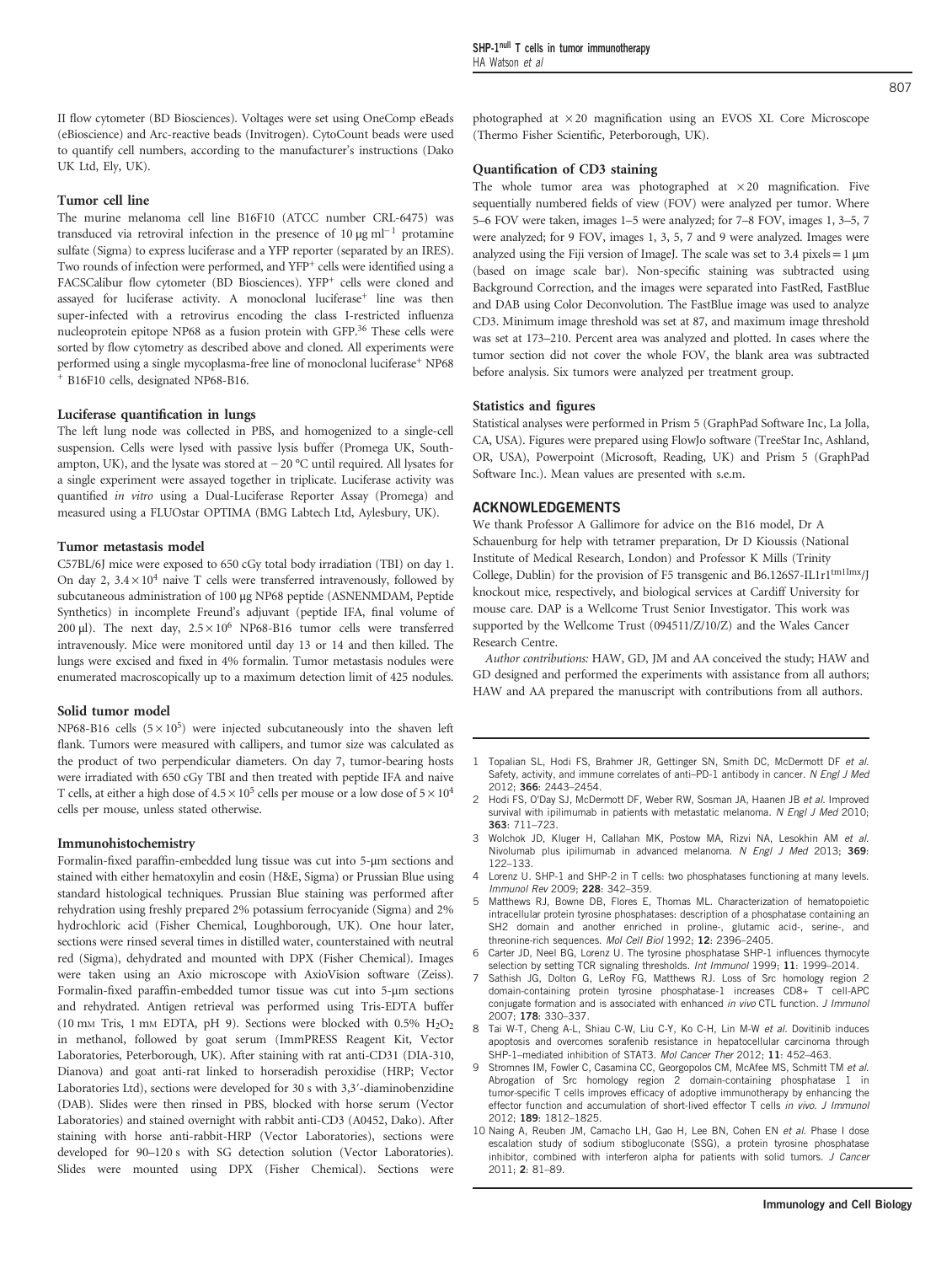II flow cytometer (BD Biosciences). Voltages were set using OneComp eBeads (eBioscience) and Arc-reactive beads (Invitrogen). CytoCount beads were used to quantify cell numbers, according to the manufacturer's instructions (Dako UK Ltd, Ely, UK).

### Tumor cell line

The murine melanoma cell line B16F10 (ATCC number CRL-6475) was transduced via retroviral infection in the presence of 10 μg $ml^{-1}$ protamine sulfate (Sigma) to express luciferase and a YFP reporter (separated by an IRES). Two rounds of infection were performed, and $YFP^+$ cells were identified using a FACSCalibur flow cytometer (BD Biosciences). $YFP^+$ cells were cloned and assayed for luciferase activity. A monoclonal $luciferase^+$ line was then super-infected with a retrovirus encoding the class I-restricted influenza nucleoprotein epitope NP68 as a fusion protein with GFP.[36] These cells were sorted by flow cytometry as described above and cloned. All experiments were performed using a single mycoplasma-free line of monoclonal $luciferase^+$ NP68 $^+$ B16F10 cells, designated NP68-B16.

### Luciferase quantification in lungs

The left lung node was collected in PBS, and homogenized to a single-cell suspension. Cells were lysed with passive lysis buffer (Promega UK, Southampton, UK), and the lysate was stored at −20 °C until required. All lysates for a single experiment were assayed together in triplicate. Luciferase activity was quantified *in vitro* using a Dual-Luciferase Reporter Assay (Promega) and measured using a FLUOstar OPTIMA (BMG Labtech Ltd, Aylesbury, UK).

### Tumor metastasis model

C57BL/6J mice were exposed to 650 cGy total body irradiation (TBI) on day 1. On day 2, $3.4 \times 10^4$ naive T cells were transferred intravenously, followed by subcutaneous administration of 100 μg NP68 peptide (ASNENMDAM, Peptide Synthetics) in incomplete Freund's adjuvant (peptide IFA, final volume of 200 μl). The next day, $2.5 \times 10^6$ NP68-B16 tumor cells were transferred intravenously. Mice were monitored until day 13 or 14 and then killed. The lungs were excised and fixed in 4% formalin. Tumor metastasis nodules were enumerated macroscopically up to a maximum detection limit of 425 nodules.

### Solid tumor model

NP68-B16 cells ($5 \times 10^5$) were injected subcutaneously into the shaven left flank. Tumors were measured with callipers, and tumor size was calculated as the product of two perpendicular diameters. On day 7, tumor-bearing hosts were irradiated with 650 cGy TBI and then treated with peptide IFA and naive T cells, at either a high dose of $4.5 \times 10^5$ cells per mouse or a low dose of $5 \times 10^4$ cells per mouse, unless stated otherwise.

### Immunohistochemistry

Formalin-fixed paraffin-embedded lung tissue was cut into 5-μm sections and stained with either hematoxylin and eosin (H&E, Sigma) or Prussian Blue using standard histological techniques. Prussian Blue staining was performed after rehydration using freshly prepared 2% potassium ferrocyanide (Sigma) and 2% hydrochloric acid (Fisher Chemical, Loughborough, UK). One hour later, sections were rinsed several times in distilled water, counterstained with neutral red (Sigma), dehydrated and mounted with DPX (Fisher Chemical). Images were taken using an Axio microscope with AxioVision software (Zeiss). Formalin-fixed paraffin-embedded tumor tissue was cut into 5-μm sections and rehydrated. Antigen retrieval was performed using Tris-EDTA buffer (10 mM Tris, 1 mM EDTA, pH 9). Sections were blocked with 0.5% $H_2O_2$ in methanol, followed by goat serum (ImmPRESS Reagent Kit, Vector Laboratories, Peterborough, UK). After staining with rat anti-CD31 (DIA-310, Dianova) and goat anti-rat linked to horseradish peroxidise (HRP; Vector Laboratories Ltd), sections were developed for 30 s with 3,3′-diaminobenzidine (DAB). Slides were then rinsed in PBS, blocked with horse serum (Vector Laboratories) and stained overnight with rabbit anti-CD3 (A0452, Dako). After staining with horse anti-rabbit-HRP (Vector Laboratories), sections were developed for 90–120 s with SG detection solution (Vector Laboratories). Slides were mounted using DPX (Fisher Chemical). Sections were photographed at ×20 magnification using an EVOS XL Core Microscope (Thermo Fisher Scientific, Peterborough, UK).

### Quantification of CD3 staining

The whole tumor area was photographed at ×20 magnification. Five sequentially numbered fields of view (FOV) were analyzed per tumor. Where 5–6 FOV were taken, images 1–5 were analyzed; for 7–8 FOV, images 1, 3–5, 7 were analyzed; for 9 FOV, images 1, 3, 5, 7 and 9 were analyzed. Images were analyzed using the Fiji version of ImageJ. The scale was set to 3.4 pixels = 1 μm (based on image scale bar). Non-specific staining was subtracted using Background Correction, and the images were separated into FastRed, FastBlue and DAB using Color Deconvolution. The FastBlue image was used to analyze CD3. Minimum image threshold was set at 87, and maximum image threshold was set at 173–210. Percent area was analyzed and plotted. In cases where the tumor section did not cover the whole FOV, the blank area was subtracted before analysis. Six tumors were analyzed per treatment group.

### Statistics and figures

Statistical analyses were performed in Prism 5 (GraphPad Software Inc, La Jolla, CA, USA). Figures were prepared using FlowJo software (TreeStar Inc, Ashland, OR, USA), Powerpoint (Microsoft, Reading, UK) and Prism 5 (GraphPad Software Inc.). Mean values are presented with s.e.m.

## ACKNOWLEDGEMENTS

We thank Professor A Gallimore for advice on the B16 model, Dr A Schauenburg for help with tetramer preparation, Dr D Kioussis (National Institute of Medical Research, London) and Professor K Mills (Trinity College, Dublin) for the provision of F5 transgenic and B6.126S7-Il1r1$^{tm1Imx}$/J knockout mice, respectively, and biological services at Cardiff University for mouse care. DAP is a Wellcome Trust Senior Investigator. This work was supported by the Wellcome Trust (094511/Z/10/Z) and the Wales Cancer Research Centre.

*Author contributions:* HAW, GD, JM and AA conceived the study; HAW and GD designed and performed the experiments with assistance from all authors; HAW and AA prepared the manuscript with contributions from all authors.

1. Topalian SL, Hodi FS, Brahmer JR, Gettinger SN, Smith DC, McDermott DF *et al.* Safety, activity, and immune correlates of anti–PD-1 antibody in cancer. *N Engl J Med* 2012; **366**: 2443–2454.
2. Hodi FS, O'Day SJ, McDermott DF, Weber RW, Sosman JA, Haanen JB *et al.* Improved survival with ipilimumab in patients with metastatic melanoma. *N Engl J Med* 2010; **363**: 711–723.
3. Wolchok JD, Kluger H, Callahan MK, Postow MA, Rizvi NA, Lesokhin AM *et al.* Nivolumab plus ipilimumab in advanced melanoma. *N Engl J Med* 2013; **369**: 122–133.
4. Lorenz U. SHP-1 and SHP-2 in T cells: two phosphatases functioning at many levels. *Immunol Rev* 2009; **228**: 342–359.
5. Matthews RJ, Bowne DB, Flores E, Thomas ML. Characterization of hematopoietic intracellular protein tyrosine phosphatases: description of a phosphatase containing an SH2 domain and another enriched in proline-, glutamic acid-, serine-, and threonine-rich sequences. *Mol Cell Biol* 1992; **12**: 2396–2405.
6. Carter JD, Neel BG, Lorenz U. The tyrosine phosphatase SHP-1 influences thymocyte selection by setting TCR signaling thresholds. *Int Immunol* 1999; **11**: 1999–2014.
7. Sathish JG, Dolton G, LeRoy FG, Matthews RJ. Loss of Src homology region 2 domain-containing protein tyrosine phosphatase-1 increases CD8+ T cell-APC conjugate formation and is associated with enhanced *in vivo* CTL function. *J Immunol* 2007; **178**: 330–337.
8. Tai W-T, Cheng A-L, Shiau C-W, Liu C-Y, Ko C-H, Lin M-W *et al.* Dovitinib induces apoptosis and overcomes sorafenib resistance in hepatocellular carcinoma through SHP-1–mediated inhibition of STAT3. *Mol Cancer Ther* 2012; **11**: 452–463.
9. Stromnes IM, Fowler C, Casamina CC, Georgopolos CM, McAfee MS, Schmitt TM *et al.* Abrogation of Src homology region 2 domain-containing phosphatase 1 in tumor-specific T cells improves efficacy of adoptive immunotherapy by enhancing the effector function and accumulation of short-lived effector T cells *in vivo*. *J Immunol* 2012; **189**: 1812–1825.
10. Naing A, Reuben JM, Camacho LH, Gao H, Lee BN, Cohen EN *et al.* Phase I dose escalation study of sodium stibogluconate (SSG), a protein tyrosine phosphatase inhibitor, combined with interferon alpha for patients with solid tumors. *J Cancer* 2011; **2**: 81–89.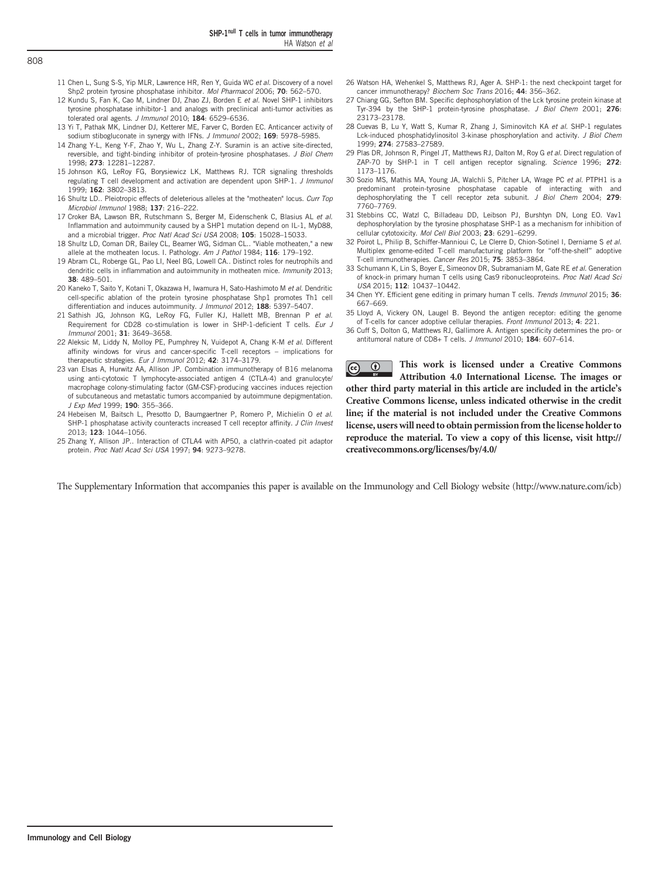11 Chen L, Sung S-S, Yip MLR, Lawrence HR, Ren Y, Guida WC *et al.* Discovery of a novel Shp2 protein tyrosine phosphatase inhibitor. *Mol Pharmacol* 2006; **70**: 562–570.

12 Kundu S, Fan K, Cao M, Lindner DJ, Zhao ZJ, Borden E *et al.* Novel SHP-1 inhibitors tyrosine phosphatase inhibitor-1 and analogs with preclinical anti-tumor activities as tolerated oral agents. *J Immunol* 2010; **184**: 6529–6536.

13 Yi T, Pathak MK, Lindner DJ, Ketterer ME, Farver C, Borden EC. Anticancer activity of sodium stibogluconate in synergy with IFNs. *J Immunol* 2002; **169**: 5978–5985.

14 Zhang Y-L, Keng Y-F, Zhao Y, Wu L, Zhang Z-Y. Suramin is an active site-directed, reversible, and tight-binding inhibitor of protein-tyrosine phosphatases. *J Biol Chem* 1998; **273**: 12281–12287.

15 Johnson KG, LeRoy FG, Borysiewicz LK, Matthews RJ. TCR signaling thresholds regulating T cell development and activation are dependent upon SHP-1. *J Immunol* 1999; **162**: 3802–3813.

16 Shultz LD.. Pleiotropic effects of deleterious alleles at the "motheaten" locus. *Curr Top Microbiol Immunol* 1988; **137**: 216–222.

17 Croker BA, Lawson BR, Rutschmann S, Berger M, Eidenschenk C, Blasius AL *et al.* Inflammation and autoimmunity caused by a SHP1 mutation depend on IL-1, MyD88, and a microbial trigger. *Proc Natl Acad Sci USA* 2008; **105**: 15028–15033.

18 Shultz LD, Coman DR, Bailey CL, Beamer WG, Sidman CL.. "Viable motheaten," a new allele at the motheaten locus. I. Pathology. *Am J Pathol* 1984; **116**: 179–192.

19 Abram CL, Roberge GL, Pao LI, Neel BG, Lowell CA.. Distinct roles for neutrophils and dendritic cells in inflammation and autoimmunity in motheaten mice. *Immunity* 2013; **38**: 489–501.

20 Kaneko T, Saito Y, Kotani T, Okazawa H, Iwamura H, Sato-Hashimoto M *et al.* Dendritic cell-specific ablation of the protein tyrosine phosphatase Shp1 promotes Th1 cell differentiation and induces autoimmunity. *J Immunol* 2012; **188**: 5397–5407.

21 Sathish JG, Johnson KG, LeRoy FG, Fuller KJ, Hallett MB, Brennan P *et al.* Requirement for CD28 co-stimulation is lower in SHP-1-deficient T cells. *Eur J Immunol* 2001; **31**: 3649–3658.

22 Aleksic M, Liddy N, Molloy PE, Pumphrey N, Vuidepot A, Chang K-M *et al.* Different affinity windows for virus and cancer-specific T-cell receptors – implications for therapeutic strategies. *Eur J Immunol* 2012; **42**: 3174–3179.

23 van Elsas A, Hurwitz AA, Allison JP. Combination immunotherapy of B16 melanoma using anti-cytotoxic T lymphocyte-associated antigen 4 (CTLA-4) and granulocyte/macrophage colony-stimulating factor (GM-CSF)-producing vaccines induces rejection of subcutaneous and metastatic tumors accompanied by autoimmune depigmentation. *J Exp Med* 1999; **190**: 355–366.

24 Hebeisen M, Baitsch L, Presotto D, Baumgaertner P, Romero P, Michielin O *et al.* SHP-1 phosphatase activity counteracts increased T cell receptor affinity. *J Clin Invest* 2013; **123**: 1044–1056.

25 Zhang Y, Allison JP.. Interaction of CTLA4 with AP50, a clathrin-coated pit adaptor protein. *Proc Natl Acad Sci USA* 1997; **94**: 9273–9278.

26 Watson HA, Wehenkel S, Matthews RJ, Ager A. SHP-1: the next checkpoint target for cancer immunotherapy? *Biochem Soc Trans* 2016; **44**: 356–362.

27 Chiang GG, Sefton BM. Specific dephosphorylation of the Lck tyrosine protein kinase at Tyr-394 by the SHP-1 protein-tyrosine phosphatase. *J Biol Chem* 2001; **276**: 23173–23178.

28 Cuevas B, Lu Y, Watt S, Kumar R, Zhang J, Siminovitch KA *et al.* SHP-1 regulates Lck-induced phosphatidylinositol 3-kinase phosphorylation and activity. *J Biol Chem* 1999; **274**: 27583–27589.

29 Plas DR, Johnson R, Pingel JT, Matthews RJ, Dalton M, Roy G *et al.* Direct regulation of ZAP-70 by SHP-1 in T cell antigen receptor signaling. *Science* 1996; **272**: 1173–1176.

30 Sozio MS, Mathis MA, Young JA, Walchli S, Pitcher LA, Wrage PC *et al.* PTPH1 is a predominant protein-tyrosine phosphatase capable of interacting with and dephosphorylating the T cell receptor zeta subunit. *J Biol Chem* 2004; **279**: 7760–7769.

31 Stebbins CC, Watzl C, Billadeau DD, Leibson PJ, Burshtyn DN, Long EO. Vav1 dephosphorylation by the tyrosine phosphatase SHP-1 as a mechanism for inhibition of cellular cytotoxicity. *Mol Cell Biol* 2003; **23**: 6291–6299.

32 Poirot L, Philip B, Schiffer-Mannioui C, Le Clerre D, Chion-Sotinel I, Derniame S *et al.* Multiplex genome-edited T-cell manufacturing platform for "off-the-shelf" adoptive T-cell immunotherapies. *Cancer Res* 2015; **75**: 3853–3864.

33 Schumann K, Lin S, Boyer E, Simeonov DR, Subramaniam M, Gate RE *et al.* Generation of knock-in primary human T cells using Cas9 ribonucleoproteins. *Proc Natl Acad Sci USA* 2015; **112**: 10437–10442.

34 Chen YY. Efficient gene editing in primary human T cells. *Trends Immunol* 2015; **36**: 667–669.

35 Lloyd A, Vickery ON, Laugel B. Beyond the antigen receptor: editing the genome of T-cells for cancer adoptive cellular therapies. *Front Immunol* 2013; **4**: 221.

36 Cuff S, Dolton G, Matthews RJ, Gallimore A. Antigen specificity determines the pro- or antitumoral nature of CD8+ T cells. *J Immunol* 2010; **184**: 607–614.

**This work is licensed under a Creative Commons Attribution 4.0 International License. The images or other third party material in this article are included in the article's Creative Commons license, unless indicated otherwise in the credit line; if the material is not included under the Creative Commons license, users will need to obtain permission from the license holder to reproduce the material. To view a copy of this license, visit http://creativecommons.org/licenses/by/4.0/**

The Supplementary Information that accompanies this paper is available on the Immunology and Cell Biology website (http://www.nature.com/icb)